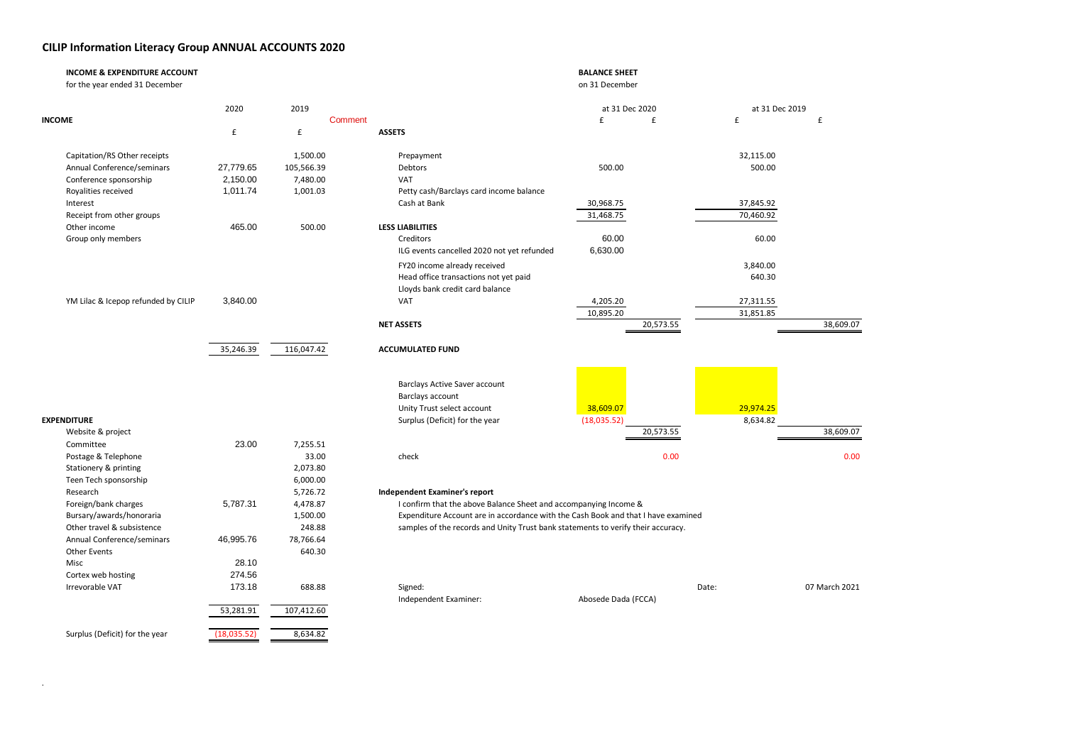# CILIP Information Literacy Group ANNUAL ACCOUNTS 2020

## INCOME & EXPENDITURE ACCOUNT

for the year ended 31 December

| | 2020 | 2019 | Comment |
|---|---|---|---|
| **INCOME** | | | |
| | £ | £ | |
| Capitation/RS Other receipts | | 1,500.00 | |
| Annual Conference/seminars | 27,779.65 | 105,566.39 | |
| Conference sponsorship | 2,150.00 | 7,480.00 | |
| Royalities received | 1,011.74 | 1,001.03 | |
| Interest | | | |
| Receipt from other groups | | | |
| Other income | 465.00 | 500.00 | |
| Group only members | | | |
| YM Lilac & Icepop refunded by CILIP | 3,840.00 | | |
| | 35,246.39 | 116,047.42 | |
| **EXPENDITURE** | | | |
| Website & project | | | |
| Committee | 23.00 | 7,255.51 | |
| Postage & Telephone | | 33.00 | |
| Stationery & printing | | 2,073.80 | |
| Teen Tech sponsorship | | 6,000.00 | |
| Research | | 5,726.72 | |
| Foreign/bank charges | 5,787.31 | 4,478.87 | |
| Bursary/awards/honoraria | | 1,500.00 | |
| Other travel & subsistence | | 248.88 | |
| Annual Conference/seminars | 46,995.76 | 78,766.64 | |
| Other Events | | 640.30 | |
| Misc | 28.10 | | |
| Cortex web hosting | 274.56 | | |
| Irrevorable VAT | 173.18 | 688.88 | |
| | 53,281.91 | 107,412.60 | |
| Surplus (Deficit) for the year | (18,035.52) | 8,634.82 | |

## BALANCE SHEET

on 31 December

| | at 31 Dec 2020 | | at 31 Dec 2019 | |
|---|---|---|---|---|
| | £ | £ | £ | £ |
| **ASSETS** | | | | |
| Prepayment | | | 32,115.00 | |
| Debtors | 500.00 | | 500.00 | |
| VAT | | | | |
| Petty cash/Barclays card income balance | | | | |
| Cash at Bank | 30,968.75 | | 37,845.92 | |
| | 31,468.75 | | 70,460.92 | |
| **LESS LIABILITIES** | | | | |
| Creditors | 60.00 | | 60.00 | |
| ILG events cancelled 2020 not yet refunded | 6,630.00 | | | |
| FY20 income already received | | | 3,840.00 | |
| Head office transactions not yet paid | | | 640.30 | |
| Lloyds bank credit card balance | | | | |
| VAT | 4,205.20 | | 27,311.55 | |
| | 10,895.20 | | 31,851.85 | |
| **NET ASSETS** | | 20,573.55 | | 38,609.07 |
| **ACCUMULATED FUND** | | | | |
| Barclays Active Saver account | | | | |
| Barclays account | | | | |
| Unity Trust select account | 38,609.07 | | 29,974.25 | |
| Surplus (Deficit) for the year | (18,035.52) | | 8,634.82 | |
| | | 20,573.55 | | 38,609.07 |
| check | | 0.00 | | 0.00 |

### Independent Examiner's report

I confirm that the above Balance Sheet and accompanying Income & Expenditure Account are in accordance with the Cash Book and that I have examined samples of the records and Unity Trust bank statements to verify their accuracy.

Signed:

Independent Examiner: Abosede Dada (FCCA)

Date: 07 March 2021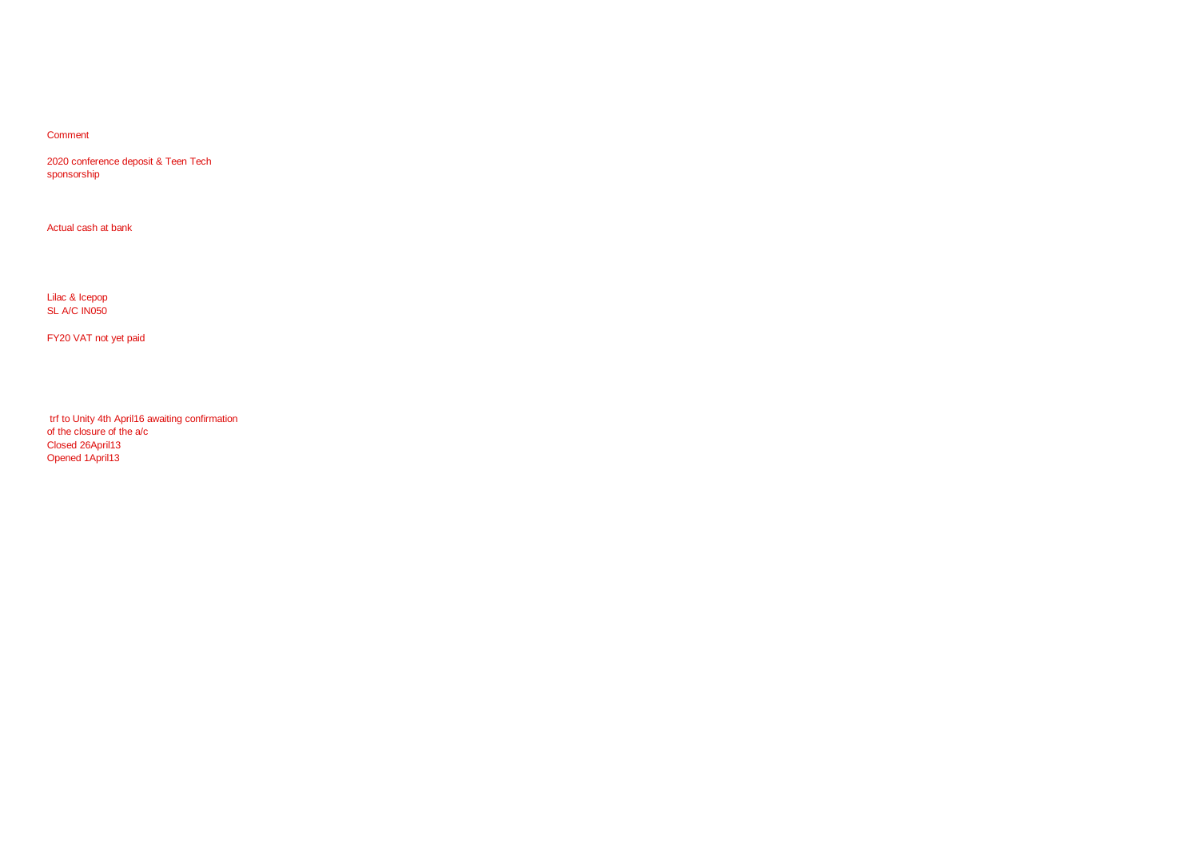Comment

2020 conference deposit & Teen Tech sponsorship

Actual cash at bank

Lilac & Icepop
SL A/C IN050

FY20 VAT not yet paid

trf to Unity 4th April16 awaiting confirmation of the closure of the a/c
Closed 26April13
Opened 1April13